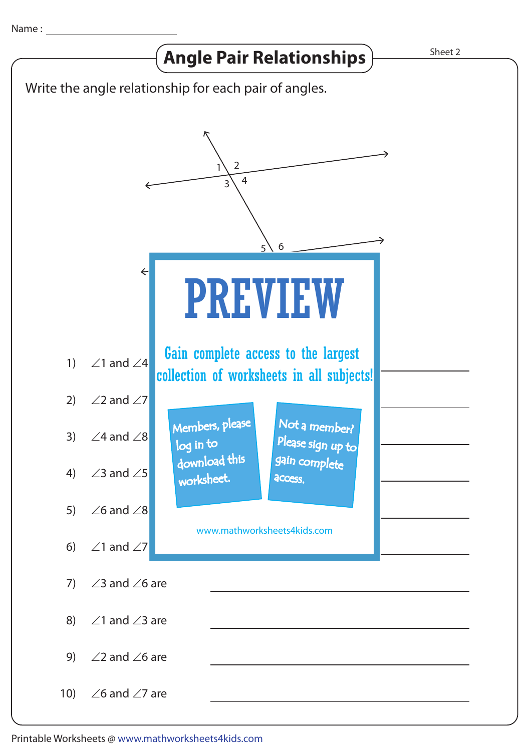Name : ____________________

# Angle Pair Relationships

Sheet 2

Write the angle relationship for each pair of angles.

1 2
3 4

5 6

PREVIEW

Gain complete access to the largest collection of worksheets in all subjects!

Members, please log in to download this worksheet.

Not a member? Please sign up to gain complete access.

www.mathworksheets4kids.com

1) ∠1 and ∠4 ____________________

2) ∠2 and ∠7 ____________________

3) ∠4 and ∠8 ____________________

4) ∠3 and ∠5 ____________________

5) ∠6 and ∠8 ____________________

6) ∠1 and ∠7 ____________________

7) ∠3 and ∠6 are ____________________

8) ∠1 and ∠3 are ____________________

9) ∠2 and ∠6 are ____________________

10) ∠6 and ∠7 are ____________________

Printable Worksheets @ www.mathworksheets4kids.com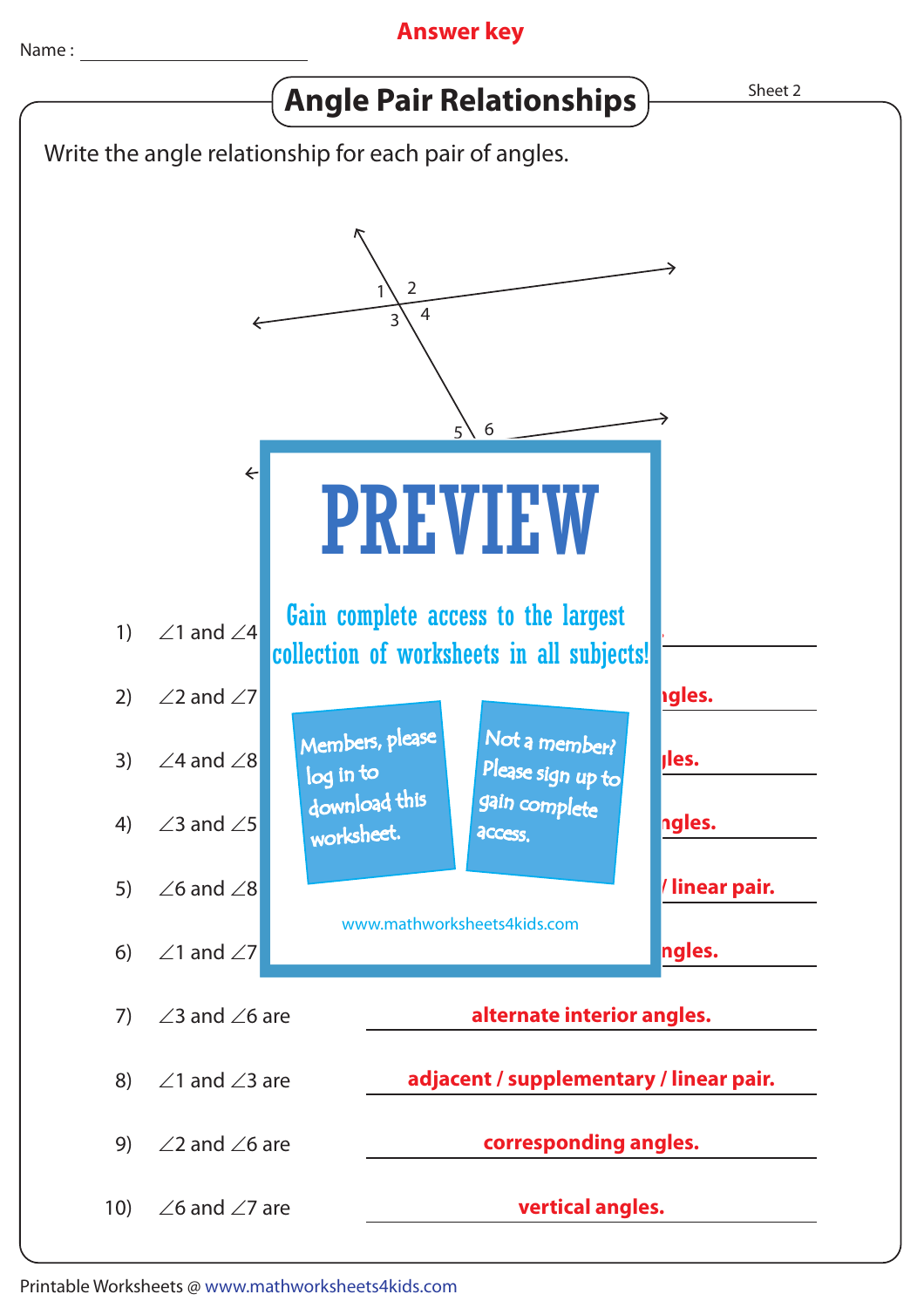Answer key

Name : ___________

# Angle Pair Relationships

Sheet 2

Write the angle relationship for each pair of angles.

1 2
3 4

5 6

PREVIEW

Gain complete access to the largest collection of worksheets in all subjects!

Members, please log in to download this worksheet.

Not a member? Please sign up to gain complete access.

www.mathworksheets4kids.com

1) ∠1 and ∠4

2) ∠2 and ∠7 ... ngles.

3) ∠4 and ∠8 ... les.

4) ∠3 and ∠5 ... ngles.

5) ∠6 and ∠8 ... / linear pair.

6) ∠1 and ∠7 ... ngles.

7) ∠3 and ∠6 are **alternate interior angles.**

8) ∠1 and ∠3 are **adjacent / supplementary / linear pair.**

9) ∠2 and ∠6 are **corresponding angles.**

10) ∠6 and ∠7 are **vertical angles.**

Printable Worksheets @ www.mathworksheets4kids.com